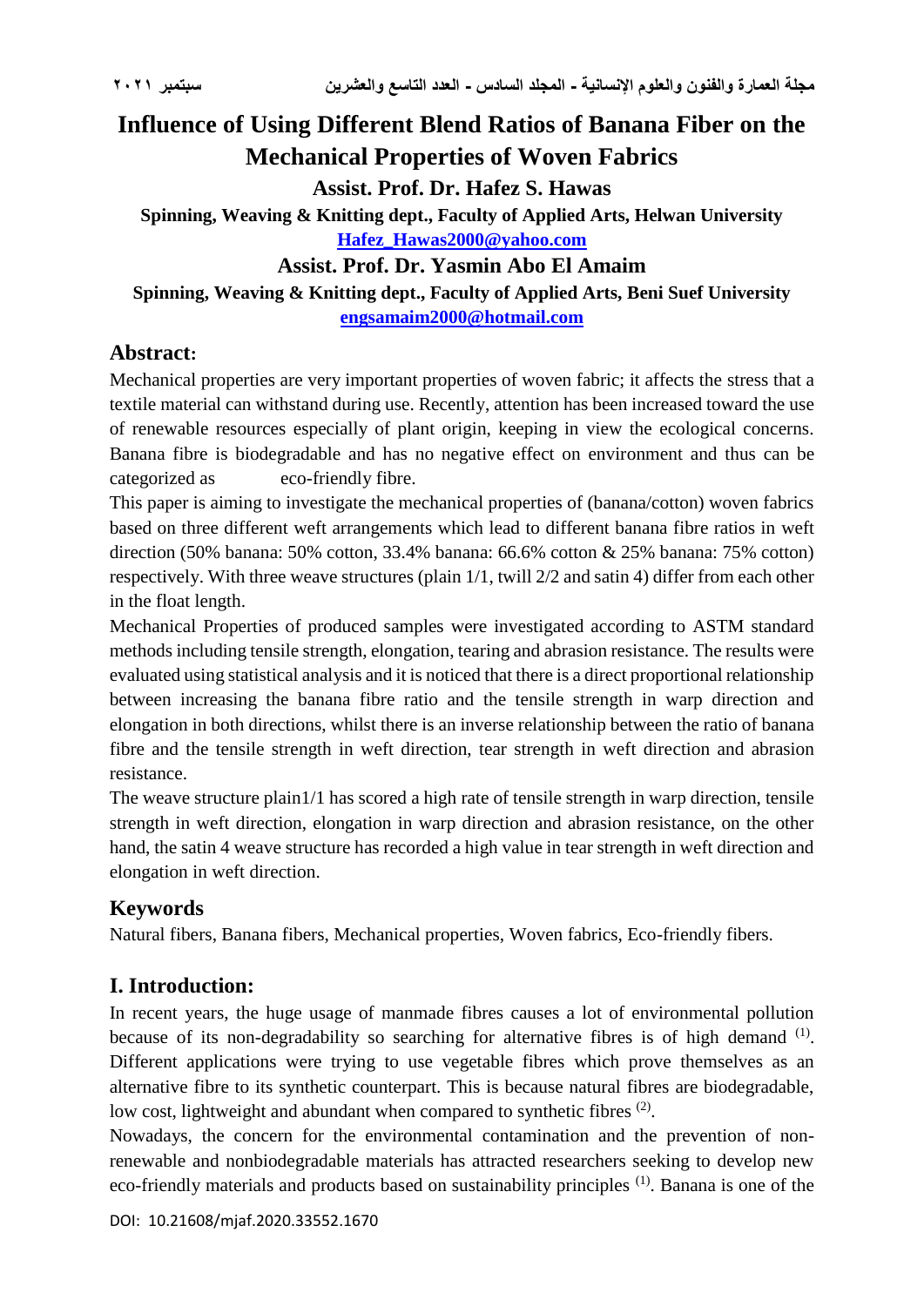# Influence of Using Different Blend Ratios of Banana Fiber on the Mechanical Properties of Woven Fabrics

**Assist. Prof. Dr. Hafez S. Hawas**

**Spinning, Weaving & Knitting dept., Faculty of Applied Arts, Helwan University**

**Hafez_Hawas2000@yahoo.com**

**Assist. Prof. Dr. Yasmin Abo El Amaim**

**Spinning, Weaving & Knitting dept., Faculty of Applied Arts, Beni Suef University**

**engsamaim2000@hotmail.com**

## Abstract:

Mechanical properties are very important properties of woven fabric; it affects the stress that a textile material can withstand during use. Recently, attention has been increased toward the use of renewable resources especially of plant origin, keeping in view the ecological concerns. Banana fibre is biodegradable and has no negative effect on environment and thus can be categorized as eco-friendly fibre.

This paper is aiming to investigate the mechanical properties of (banana/cotton) woven fabrics based on three different weft arrangements which lead to different banana fibre ratios in weft direction (50% banana: 50% cotton, 33.4% banana: 66.6% cotton & 25% banana: 75% cotton) respectively. With three weave structures (plain 1/1, twill 2/2 and satin 4) differ from each other in the float length.

Mechanical Properties of produced samples were investigated according to ASTM standard methods including tensile strength, elongation, tearing and abrasion resistance. The results were evaluated using statistical analysis and it is noticed that there is a direct proportional relationship between increasing the banana fibre ratio and the tensile strength in warp direction and elongation in both directions, whilst there is an inverse relationship between the ratio of banana fibre and the tensile strength in weft direction, tear strength in weft direction and abrasion resistance.

The weave structure plain1/1 has scored a high rate of tensile strength in warp direction, tensile strength in weft direction, elongation in warp direction and abrasion resistance, on the other hand, the satin 4 weave structure has recorded a high value in tear strength in weft direction and elongation in weft direction.

## Keywords

Natural fibers, Banana fibers, Mechanical properties, Woven fabrics, Eco-friendly fibers.

## I. Introduction:

In recent years, the huge usage of manmade fibres causes a lot of environmental pollution because of its non-degradability so searching for alternative fibres is of high demand (1). Different applications were trying to use vegetable fibres which prove themselves as an alternative fibre to its synthetic counterpart. This is because natural fibres are biodegradable, low cost, lightweight and abundant when compared to synthetic fibres (2).

Nowadays, the concern for the environmental contamination and the prevention of non-renewable and nonbiodegradable materials has attracted researchers seeking to develop new eco-friendly materials and products based on sustainability principles (1). Banana is one of the

DOI: 10.21608/mjaf.2020.33552.1670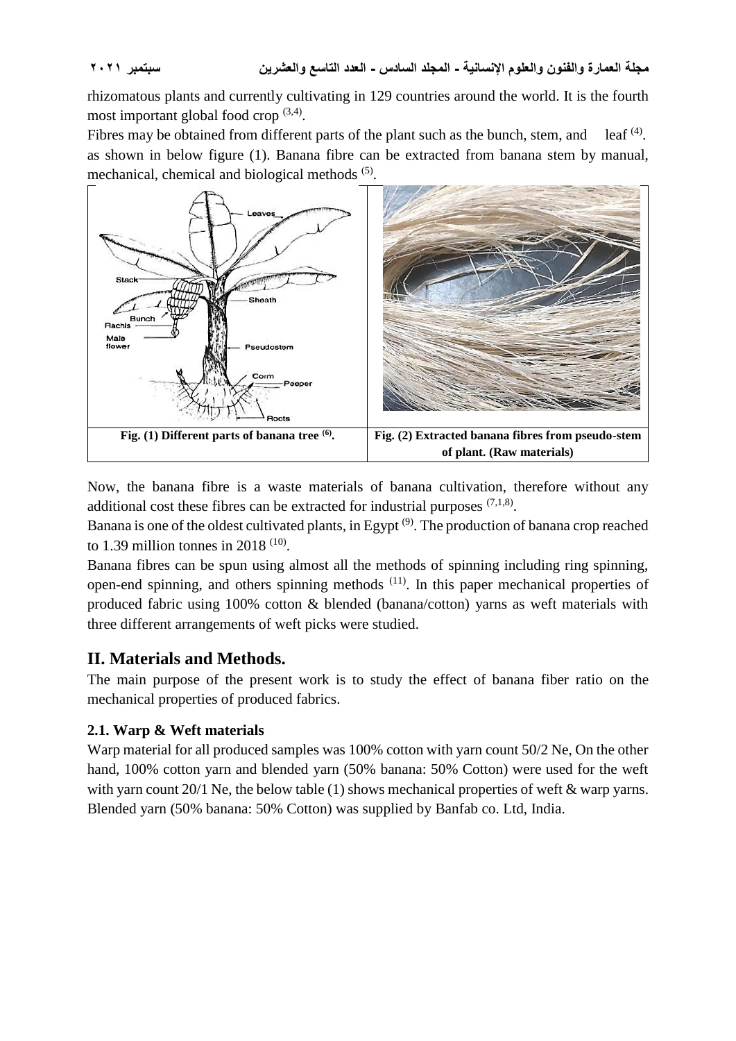rhizomatous plants and currently cultivating in 129 countries around the world. It is the fourth most important global food crop [3,4].

Fibres may be obtained from different parts of the plant such as the bunch, stem, and leaf [4]. as shown in below figure (1). Banana fibre can be extracted from banana stem by manual, mechanical, chemical and biological methods [5].

| Fig. (1) Different parts of banana tree [6]. | Fig. (2) Extracted banana fibres from pseudo-stem of plant. (Raw materials) |
| --- | --- |

Now, the banana fibre is a waste materials of banana cultivation, therefore without any additional cost these fibres can be extracted for industrial purposes [7,1,8].

Banana is one of the oldest cultivated plants, in Egypt [9]. The production of banana crop reached to 1.39 million tonnes in 2018 [10].

Banana fibres can be spun using almost all the methods of spinning including ring spinning, open-end spinning, and others spinning methods [11]. In this paper mechanical properties of produced fabric using 100% cotton & blended (banana/cotton) yarns as weft materials with three different arrangements of weft picks were studied.

## II. Materials and Methods.

The main purpose of the present work is to study the effect of banana fiber ratio on the mechanical properties of produced fabrics.

### 2.1. Warp & Weft materials

Warp material for all produced samples was 100% cotton with yarn count 50/2 Ne, On the other hand, 100% cotton yarn and blended yarn (50% banana: 50% Cotton) were used for the weft with yarn count 20/1 Ne, the below table (1) shows mechanical properties of weft & warp yarns. Blended yarn (50% banana: 50% Cotton) was supplied by Banfab co. Ltd, India.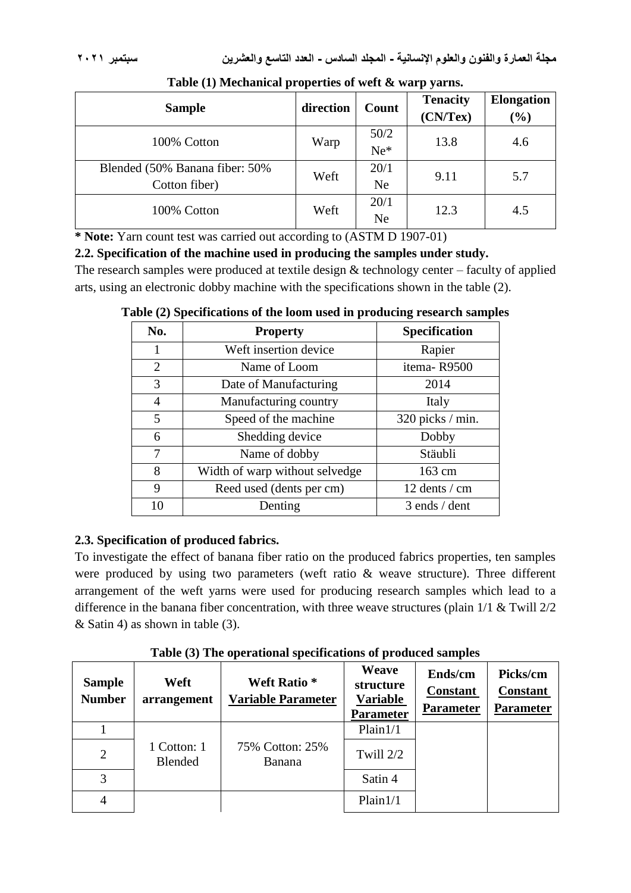**Table (1) Mechanical properties of weft & warp yarns.**

| Sample | direction | Count | Tenacity (CN/Tex) | Elongation (%) |
|---|---|---|---|---|
| 100% Cotton | Warp | 50/2 Ne* | 13.8 | 4.6 |
| Blended (50% Banana fiber: 50% Cotton fiber) | Weft | 20/1 Ne | 9.11 | 5.7 |
| 100% Cotton | Weft | 20/1 Ne | 12.3 | 4.5 |

**\* Note:** Yarn count test was carried out according to (ASTM D 1907-01)

**2.2. Specification of the machine used in producing the samples under study.**

The research samples were produced at textile design & technology center – faculty of applied arts, using an electronic dobby machine with the specifications shown in the table (2).

**Table (2) Specifications of the loom used in producing research samples**

| No. | Property | Specification |
|---|---|---|
| 1 | Weft insertion device | Rapier |
| 2 | Name of Loom | itema- R9500 |
| 3 | Date of Manufacturing | 2014 |
| 4 | Manufacturing country | Italy |
| 5 | Speed of the machine | 320 picks / min. |
| 6 | Shedding device | Dobby |
| 7 | Name of dobby | Stäubli |
| 8 | Width of warp without selvedge | 163 cm |
| 9 | Reed used (dents per cm) | 12 dents / cm |
| 10 | Denting | 3 ends / dent |

**2.3. Specification of produced fabrics.**

To investigate the effect of banana fiber ratio on the produced fabrics properties, ten samples were produced by using two parameters (weft ratio & weave structure). Three different arrangement of the weft yarns were used for producing research samples which lead to a difference in the banana fiber concentration, with three weave structures (plain 1/1 & Twill 2/2 & Satin 4) as shown in table (3).

**Table (3) The operational specifications of produced samples**

| Sample Number | Weft arrangement | Weft Ratio * Variable Parameter | Weave structure Variable Parameter | Ends/cm Constant Parameter | Picks/cm Constant Parameter |
|---|---|---|---|---|---|
| 1 | 1 Cotton: 1 Blended | 75% Cotton: 25% Banana | Plain1/1 | | |
| 2 | | | Twill 2/2 | | |
| 3 | | | Satin 4 | | |
| 4 | | | Plain1/1 | | |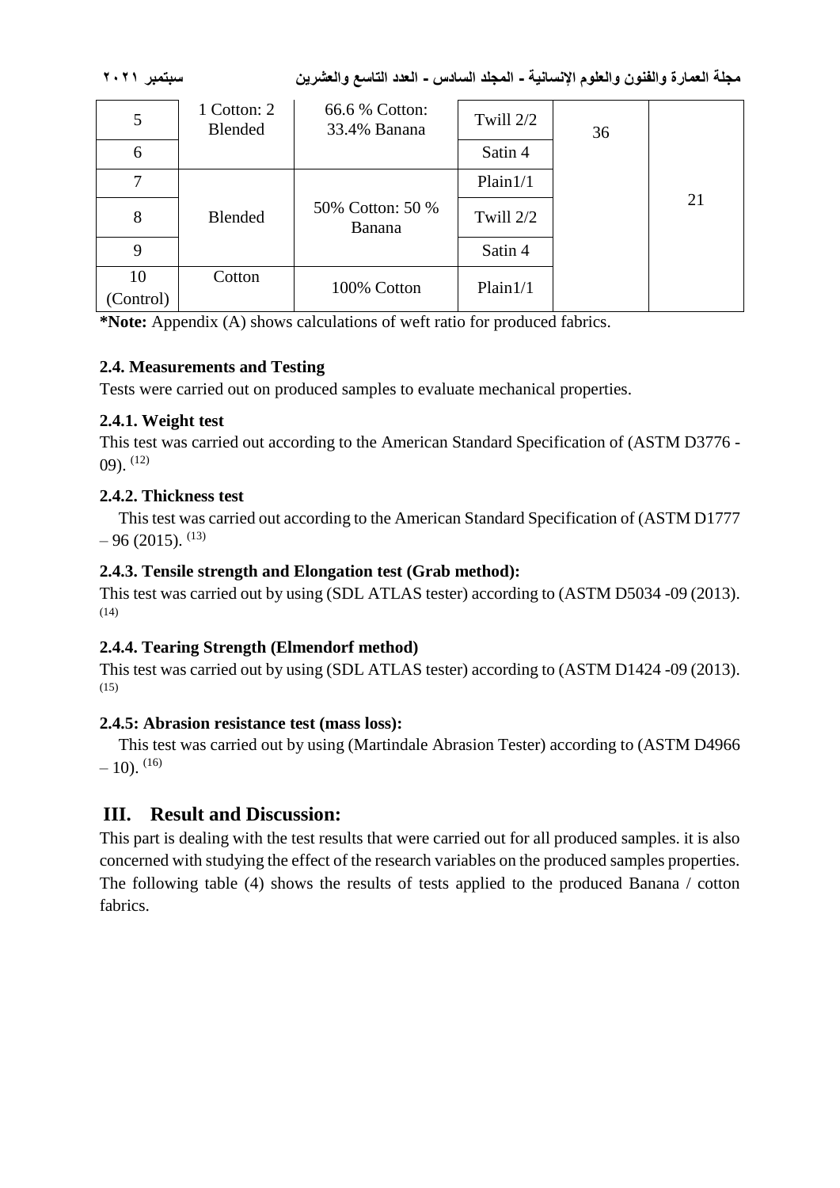| 5 | 1 Cotton: 2 Blended | 66.6 % Cotton: 33.4% Banana | Twill 2/2 | 36 | 21 |
|---|---|---|---|---|---|
| 6 | | | Satin 4 | | |
| 7 | Blended | 50% Cotton: 50 % Banana | Plain1/1 | | |
| 8 | | | Twill 2/2 | | |
| 9 | | | Satin 4 | | |
| 10 (Control) | Cotton | 100% Cotton | Plain1/1 | | |

***Note:** Appendix (A) shows calculations of weft ratio for produced fabrics.

### 2.4. Measurements and Testing

Tests were carried out on produced samples to evaluate mechanical properties.

#### 2.4.1. Weight test

This test was carried out according to the American Standard Specification of (ASTM D3776 - 09). [12]

#### 2.4.2. Thickness test

This test was carried out according to the American Standard Specification of (ASTM D1777 – 96 (2015). [13]

#### 2.4.3. Tensile strength and Elongation test (Grab method):

This test was carried out by using (SDL ATLAS tester) according to (ASTM D5034 -09 (2013). [14]

#### 2.4.4. Tearing Strength (Elmendorf method)

This test was carried out by using (SDL ATLAS tester) according to (ASTM D1424 -09 (2013). [15]

#### 2.4.5: Abrasion resistance test (mass loss):

This test was carried out by using (Martindale Abrasion Tester) according to (ASTM D4966 – 10). [16]

## III. Result and Discussion:

This part is dealing with the test results that were carried out for all produced samples. it is also concerned with studying the effect of the research variables on the produced samples properties. The following table (4) shows the results of tests applied to the produced Banana / cotton fabrics.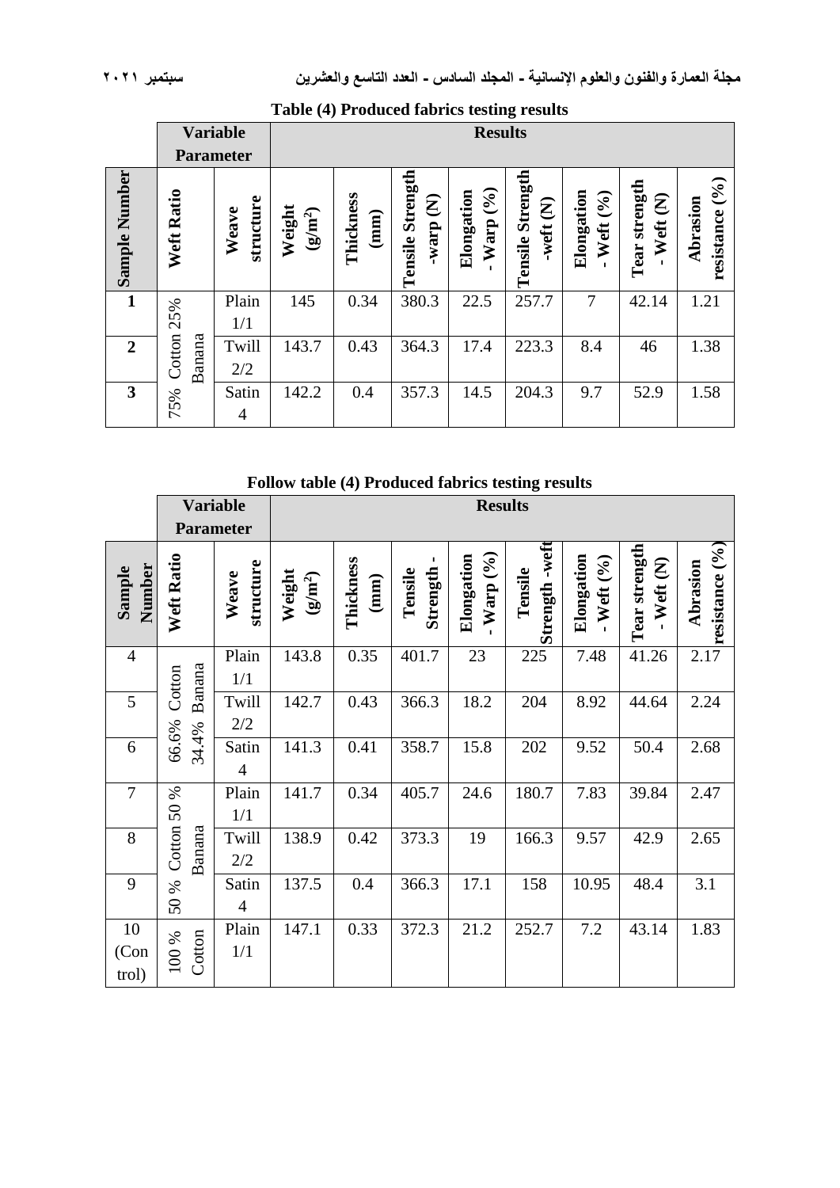**Table (4) Produced fabrics testing results**

| | Variable Parameter | | Results | | | | | | | |
|---|---|---|---|---|---|---|---|---|---|---|
| Sample Number | Weft Ratio | Weave structure | Weight ($g/m^2$) | Thickness (mm) | Tensile Strength -warp (N) | Elongation - Warp (%) | Tensile Strength -weft (N) | Elongation - Weft (%) | Tear strength - Weft (N) | Abrasion resistance (%) |
| 1 | 75% Cotton 25% Banana | Plain 1/1 | 145 | 0.34 | 380.3 | 22.5 | 257.7 | 7 | 42.14 | 1.21 |
| 2 | | Twill 2/2 | 143.7 | 0.43 | 364.3 | 17.4 | 223.3 | 8.4 | 46 | 1.38 |
| 3 | | Satin 4 | 142.2 | 0.4 | 357.3 | 14.5 | 204.3 | 9.7 | 52.9 | 1.58 |

**Follow table (4) Produced fabrics testing results**

| | Variable Parameter | | Results | | | | | | | |
|---|---|---|---|---|---|---|---|---|---|---|
| Sample Number | Weft Ratio | Weave structure | Weight ($g/m^2$) | Thickness (mm) | Tensile Strength - warp | Elongation - Warp (%) | Tensile Strength -weft | Elongation - Weft (%) | Tear strength - Weft (N) | Abrasion resistance (%) |
| 4 | 66.6% Cotton 34.4% Banana | Plain 1/1 | 143.8 | 0.35 | 401.7 | 23 | 225 | 7.48 | 41.26 | 2.17 |
| 5 | | Twill 2/2 | 142.7 | 0.43 | 366.3 | 18.2 | 204 | 8.92 | 44.64 | 2.24 |
| 6 | | Satin 4 | 141.3 | 0.41 | 358.7 | 15.8 | 202 | 9.52 | 50.4 | 2.68 |
| 7 | 50 % Cotton 50 % Banana | Plain 1/1 | 141.7 | 0.34 | 405.7 | 24.6 | 180.7 | 7.83 | 39.84 | 2.47 |
| 8 | | Twill 2/2 | 138.9 | 0.42 | 373.3 | 19 | 166.3 | 9.57 | 42.9 | 2.65 |
| 9 | | Satin 4 | 137.5 | 0.4 | 366.3 | 17.1 | 158 | 10.95 | 48.4 | 3.1 |
| 10 (Control) | 100 % Cotton | Plain 1/1 | 147.1 | 0.33 | 372.3 | 21.2 | 252.7 | 7.2 | 43.14 | 1.83 |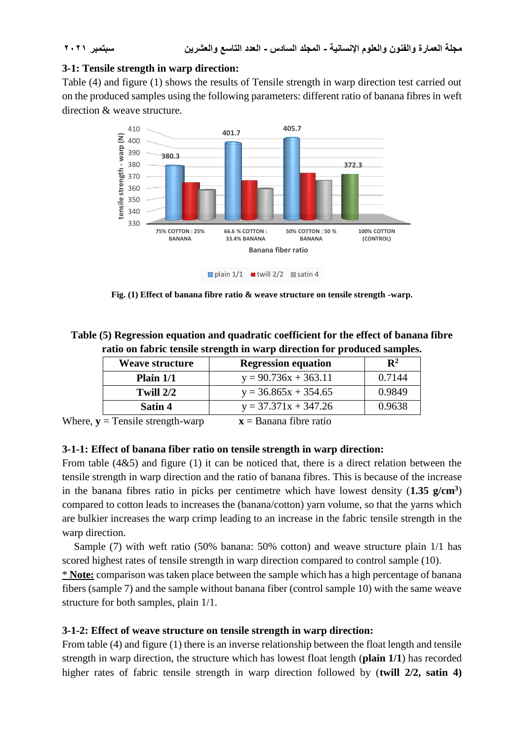### 3-1: Tensile strength in warp direction:

Table (4) and figure (1) shows the results of Tensile strength in warp direction test carried out on the produced samples using the following parameters: different ratio of banana fibres in weft direction & weave structure.

Fig. (1) Effect of banana fibre ratio & weave structure on tensile strength -warp.

**Table (5) Regression equation and quadratic coefficient for the effect of banana fibre ratio on fabric tensile strength in warp direction for produced samples.**

| Weave structure | Regression equation | $R^2$ |
|---|---|---|
| **Plain 1/1** | y = 90.736x + 363.11 | 0.7144 |
| **Twill 2/2** | y = 36.865x + 354.65 | 0.9849 |
| **Satin 4** | y = 37.371x + 347.26 | 0.9638 |

Where, **y** = Tensile strength-warp   **x** = Banana fibre ratio

### 3-1-1: Effect of banana fiber ratio on tensile strength in warp direction:

From table (4&5) and figure (1) it can be noticed that, there is a direct relation between the tensile strength in warp direction and the ratio of banana fibres. This is because of the increase in the banana fibres ratio in picks per centimetre which have lowest density (**1.35 g/cm$^3$**) compared to cotton leads to increases the (banana/cotton) yarn volume, so that the yarns which are bulkier increases the warp crimp leading to an increase in the fabric tensile strength in the warp direction.

Sample (7) with weft ratio (50% banana: 50% cotton) and weave structure plain 1/1 has scored highest rates of tensile strength in warp direction compared to control sample (10).

* **Note:** comparison was taken place between the sample which has a high percentage of banana fibers (sample 7) and the sample without banana fiber (control sample 10) with the same weave structure for both samples, plain 1/1.

### 3-1-2: Effect of weave structure on tensile strength in warp direction:

From table (4) and figure (1) there is an inverse relationship between the float length and tensile strength in warp direction, the structure which has lowest float length (**plain 1/1**) has recorded higher rates of fabric tensile strength in warp direction followed by (**twill 2/2, satin 4)**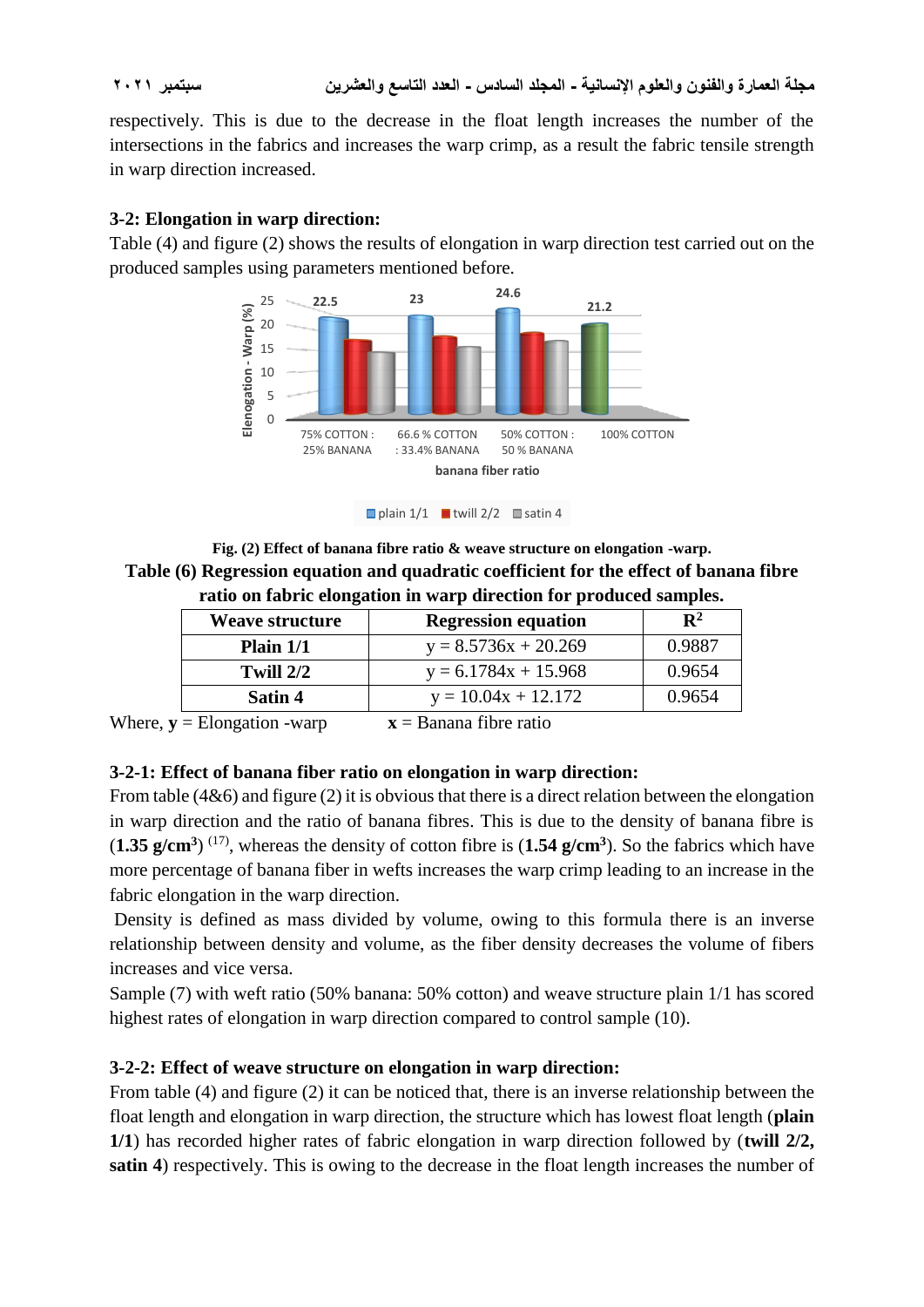respectively. This is due to the decrease in the float length increases the number of the intersections in the fabrics and increases the warp crimp, as a result the fabric tensile strength in warp direction increased.

### 3-2: Elongation in warp direction:

Table (4) and figure (2) shows the results of elongation in warp direction test carried out on the produced samples using parameters mentioned before.

**Fig. (2) Effect of banana fibre ratio & weave structure on elongation -warp.**

**Table (6) Regression equation and quadratic coefficient for the effect of banana fibre ratio on fabric elongation in warp direction for produced samples.**

| Weave structure | Regression equation | $R^2$ |
|---|---|---|
| **Plain 1/1** | $y = 8.5736x + 20.269$ | 0.9887 |
| **Twill 2/2** | $y = 6.1784x + 15.968$ | 0.9654 |
| **Satin 4** | $y = 10.04x + 12.172$ | 0.9654 |

Where, **y** = Elongation -warp  **x** = Banana fibre ratio

### 3-2-1: Effect of banana fiber ratio on elongation in warp direction:

From table (4&6) and figure (2) it is obvious that there is a direct relation between the elongation in warp direction and the ratio of banana fibres. This is due to the density of banana fibre is (**1.35 g/cm$^3$**) [17], whereas the density of cotton fibre is (**1.54 g/cm$^3$**). So the fabrics which have more percentage of banana fiber in wefts increases the warp crimp leading to an increase in the fabric elongation in the warp direction.

Density is defined as mass divided by volume, owing to this formula there is an inverse relationship between density and volume, as the fiber density decreases the volume of fibers increases and vice versa.

Sample (7) with weft ratio (50% banana: 50% cotton) and weave structure plain 1/1 has scored highest rates of elongation in warp direction compared to control sample (10).

### 3-2-2: Effect of weave structure on elongation in warp direction:

From table (4) and figure (2) it can be noticed that, there is an inverse relationship between the float length and elongation in warp direction, the structure which has lowest float length (**plain 1/1**) has recorded higher rates of fabric elongation in warp direction followed by (**twill 2/2, satin 4**) respectively. This is owing to the decrease in the float length increases the number of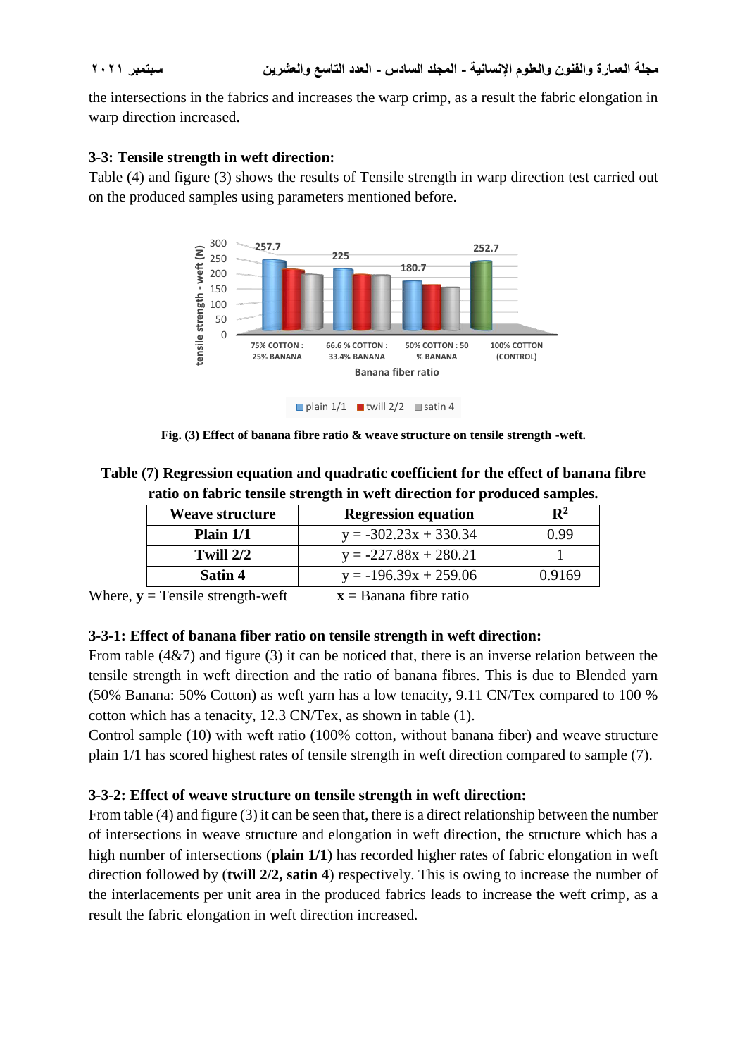the intersections in the fabrics and increases the warp crimp, as a result the fabric elongation in warp direction increased.

### 3-3: Tensile strength in weft direction:

Table (4) and figure (3) shows the results of Tensile strength in warp direction test carried out on the produced samples using parameters mentioned before.

**Fig. (3) Effect of banana fibre ratio & weave structure on tensile strength -weft.**

**Table (7) Regression equation and quadratic coefficient for the effect of banana fibre ratio on fabric tensile strength in weft direction for produced samples.**

| Weave structure | Regression equation | $R^2$ |
|---|---|---|
| **Plain 1/1** | y = -302.23x + 330.34 | 0.99 |
| **Twill 2/2** | y = -227.88x + 280.21 | 1 |
| **Satin 4** | y = -196.39x + 259.06 | 0.9169 |

Where, **y** = Tensile strength-weft **x** = Banana fibre ratio

### 3-3-1: Effect of banana fiber ratio on tensile strength in weft direction:

From table (4&7) and figure (3) it can be noticed that, there is an inverse relation between the tensile strength in weft direction and the ratio of banana fibres. This is due to Blended yarn (50% Banana: 50% Cotton) as weft yarn has a low tenacity, 9.11 CN/Tex compared to 100 % cotton which has a tenacity, 12.3 CN/Tex, as shown in table (1).

Control sample (10) with weft ratio (100% cotton, without banana fiber) and weave structure plain 1/1 has scored highest rates of tensile strength in weft direction compared to sample (7).

### 3-3-2: Effect of weave structure on tensile strength in weft direction:

From table (4) and figure (3) it can be seen that, there is a direct relationship between the number of intersections in weave structure and elongation in weft direction, the structure which has a high number of intersections (**plain 1/1**) has recorded higher rates of fabric elongation in weft direction followed by (**twill 2/2, satin 4**) respectively. This is owing to increase the number of the interlacements per unit area in the produced fabrics leads to increase the weft crimp, as a result the fabric elongation in weft direction increased.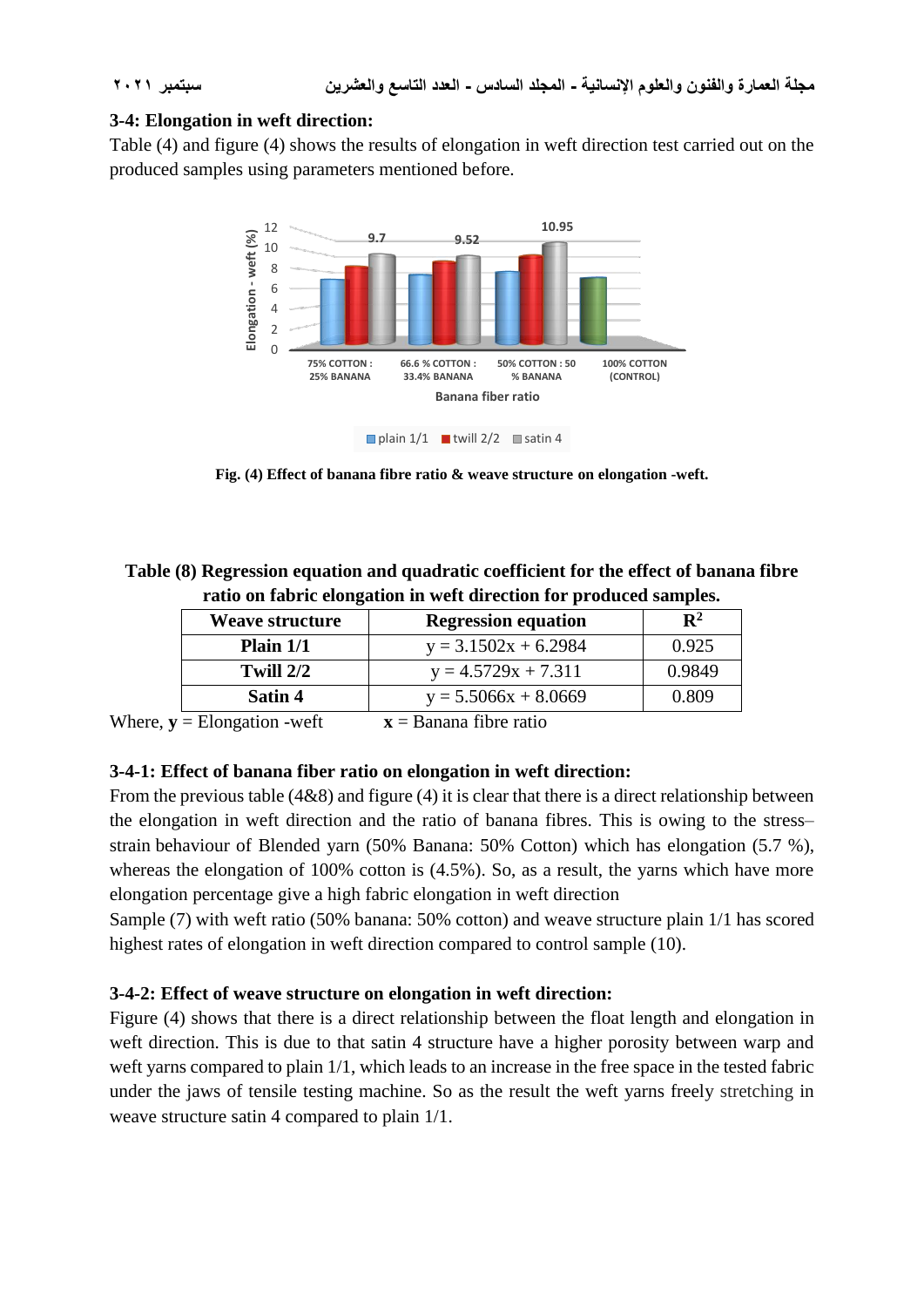### 3-4: Elongation in weft direction:

Table (4) and figure (4) shows the results of elongation in weft direction test carried out on the produced samples using parameters mentioned before.

Fig. (4) Effect of banana fibre ratio & weave structure on elongation -weft.

**Table (8) Regression equation and quadratic coefficient for the effect of banana fibre ratio on fabric elongation in weft direction for produced samples.**

| Weave structure | Regression equation | $R^2$ |
|---|---|---|
| **Plain 1/1** | $y = 3.1502x + 6.2984$ | 0.925 |
| **Twill 2/2** | $y = 4.5729x + 7.311$ | 0.9849 |
| **Satin 4** | $y = 5.5066x + 8.0669$ | 0.809 |

Where, **y** = Elongation -weft  **x** = Banana fibre ratio

#### 3-4-1: Effect of banana fiber ratio on elongation in weft direction:

From the previous table (4&8) and figure (4) it is clear that there is a direct relationship between the elongation in weft direction and the ratio of banana fibres. This is owing to the stress–strain behaviour of Blended yarn (50% Banana: 50% Cotton) which has elongation (5.7 %), whereas the elongation of 100% cotton is (4.5%). So, as a result, the yarns which have more elongation percentage give a high fabric elongation in weft direction

Sample (7) with weft ratio (50% banana: 50% cotton) and weave structure plain 1/1 has scored highest rates of elongation in weft direction compared to control sample (10).

#### 3-4-2: Effect of weave structure on elongation in weft direction:

Figure (4) shows that there is a direct relationship between the float length and elongation in weft direction. This is due to that satin 4 structure have a higher porosity between warp and weft yarns compared to plain 1/1, which leads to an increase in the free space in the tested fabric under the jaws of tensile testing machine. So as the result the weft yarns freely stretching in weave structure satin 4 compared to plain 1/1.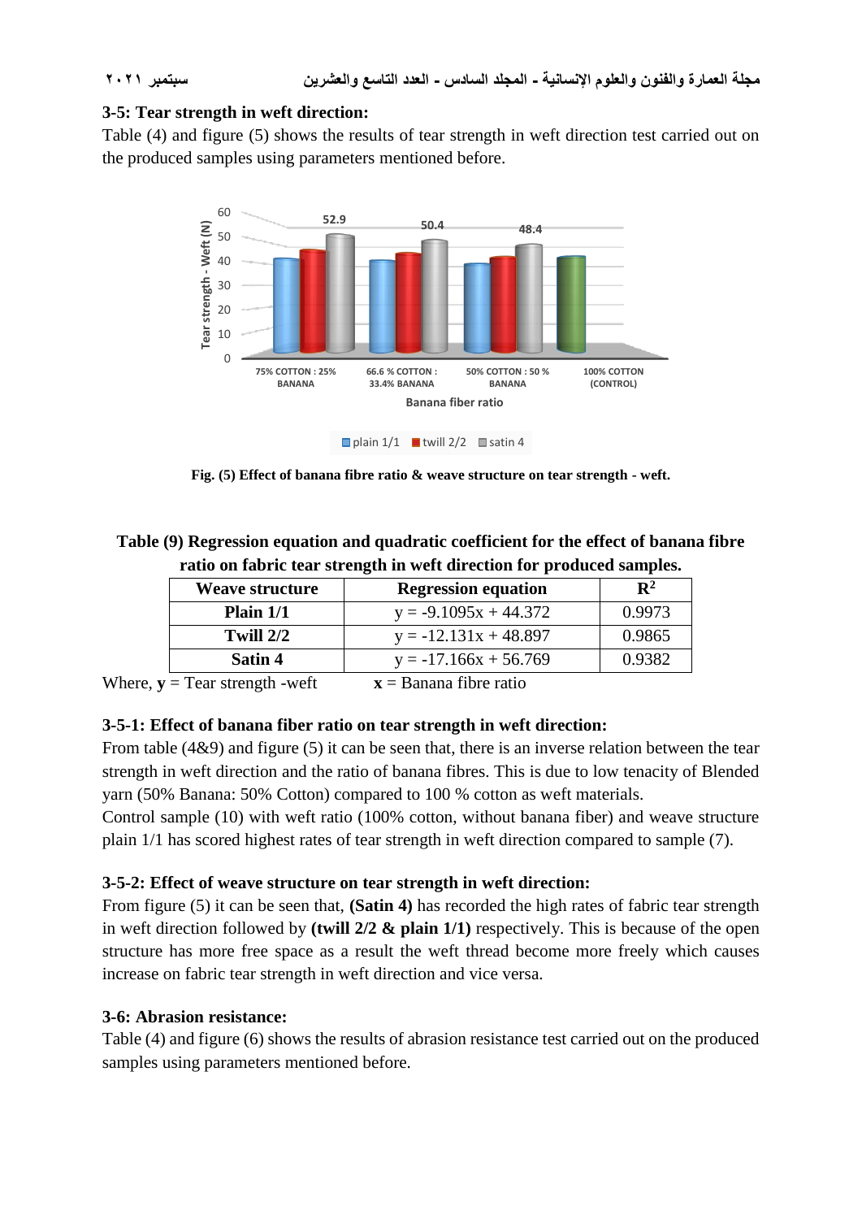### 3-5: Tear strength in weft direction:

Table (4) and figure (5) shows the results of tear strength in weft direction test carried out on the produced samples using parameters mentioned before.

**Fig. (5) Effect of banana fibre ratio & weave structure on tear strength - weft.**

**Table (9) Regression equation and quadratic coefficient for the effect of banana fibre ratio on fabric tear strength in weft direction for produced samples.**

| Weave structure | Regression equation | $R^2$ |
|---|---|---|
| **Plain 1/1** | $y = -9.1095x + 44.372$ | 0.9973 |
| **Twill 2/2** | $y = -12.131x + 48.897$ | 0.9865 |
| **Satin 4** | $y = -17.166x + 56.769$ | 0.9382 |

Where, **y** = Tear strength -weft **x** = Banana fibre ratio

#### 3-5-1: Effect of banana fiber ratio on tear strength in weft direction:

From table (4&9) and figure (5) it can be seen that, there is an inverse relation between the tear strength in weft direction and the ratio of banana fibres. This is due to low tenacity of Blended yarn (50% Banana: 50% Cotton) compared to 100 % cotton as weft materials.

Control sample (10) with weft ratio (100% cotton, without banana fiber) and weave structure plain 1/1 has scored highest rates of tear strength in weft direction compared to sample (7).

#### 3-5-2: Effect of weave structure on tear strength in weft direction:

From figure (5) it can be seen that, **(Satin 4)** has recorded the high rates of fabric tear strength in weft direction followed by **(twill 2/2 & plain 1/1)** respectively. This is because of the open structure has more free space as a result the weft thread become more freely which causes increase on fabric tear strength in weft direction and vice versa.

### 3-6: Abrasion resistance:

Table (4) and figure (6) shows the results of abrasion resistance test carried out on the produced samples using parameters mentioned before.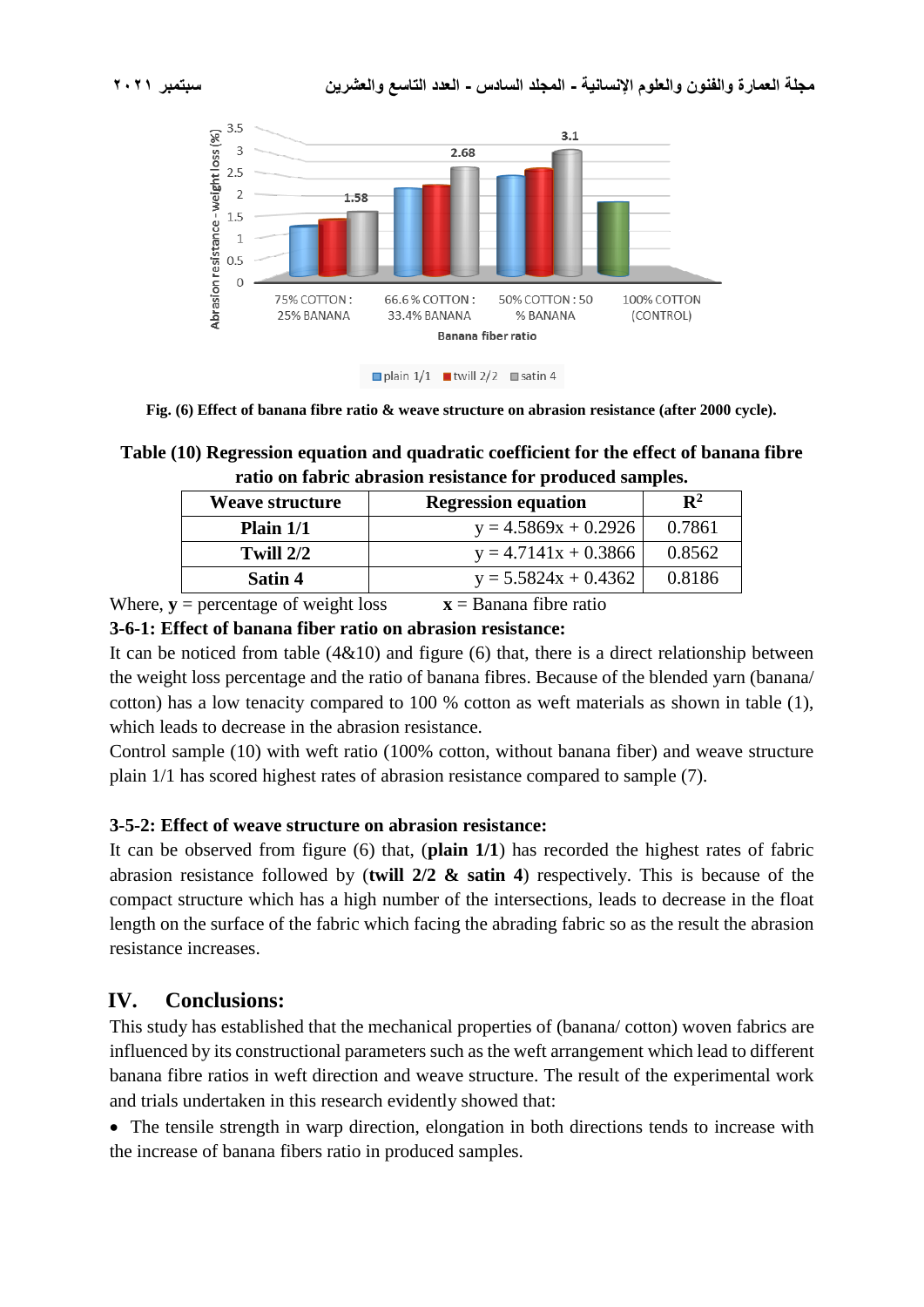Fig. (6) Effect of banana fibre ratio & weave structure on abrasion resistance (after 2000 cycle).

**Table (10) Regression equation and quadratic coefficient for the effect of banana fibre ratio on fabric abrasion resistance for produced samples.**

| Weave structure | Regression equation | $R^2$ |
|---|---|---|
| **Plain 1/1** | $y = 4.5869x + 0.2926$ | 0.7861 |
| **Twill 2/2** | $y = 4.7141x + 0.3866$ | 0.8562 |
| **Satin 4** | $y = 5.5824x + 0.4362$ | 0.8186 |

Where, **y** = percentage of weight loss  **x** = Banana fibre ratio

### 3-6-1: Effect of banana fiber ratio on abrasion resistance:

It can be noticed from table (4&10) and figure (6) that, there is a direct relationship between the weight loss percentage and the ratio of banana fibres. Because of the blended yarn (banana/ cotton) has a low tenacity compared to 100 % cotton as weft materials as shown in table (1), which leads to decrease in the abrasion resistance.

Control sample (10) with weft ratio (100% cotton, without banana fiber) and weave structure plain 1/1 has scored highest rates of abrasion resistance compared to sample (7).

### 3-5-2: Effect of weave structure on abrasion resistance:

It can be observed from figure (6) that, (**plain 1/1**) has recorded the highest rates of fabric abrasion resistance followed by (**twill 2/2 & satin 4**) respectively. This is because of the compact structure which has a high number of the intersections, leads to decrease in the float length on the surface of the fabric which facing the abrading fabric so as the result the abrasion resistance increases.

## IV. Conclusions:

This study has established that the mechanical properties of (banana/ cotton) woven fabrics are influenced by its constructional parameters such as the weft arrangement which lead to different banana fibre ratios in weft direction and weave structure. The result of the experimental work and trials undertaken in this research evidently showed that:

- The tensile strength in warp direction, elongation in both directions tends to increase with the increase of banana fibers ratio in produced samples.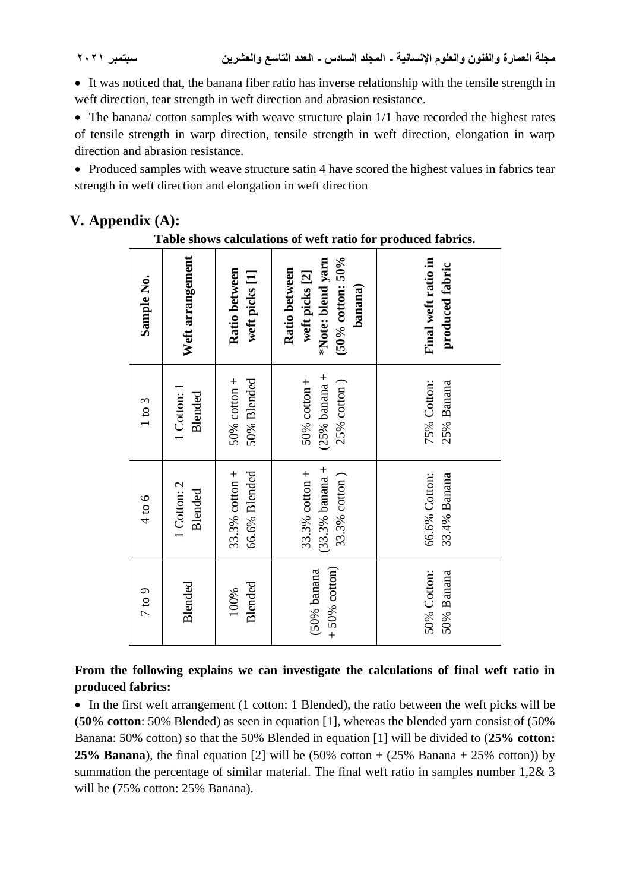- It was noticed that, the banana fiber ratio has inverse relationship with the tensile strength in weft direction, tear strength in weft direction and abrasion resistance.
- The banana/ cotton samples with weave structure plain 1/1 have recorded the highest rates of tensile strength in warp direction, tensile strength in weft direction, elongation in warp direction and abrasion resistance.
- Produced samples with weave structure satin 4 have scored the highest values in fabrics tear strength in weft direction and elongation in weft direction

## V. Appendix (A):

**Table shows calculations of weft ratio for produced fabrics.**

| Sample No. | Weft arrangement | Ratio between weft picks [1] | Ratio between weft picks [2] *Note: blend yarn (50% cotton: 50% banana) | Final weft ratio in produced fabric |
|---|---|---|---|---|
| 1 to 3 | 1 Cotton: 1 Blended | 50% cotton + 50% Blended | 50% cotton + (25% banana + 25% cotton ) | 75% Cotton: 25% Banana |
| 4 to 6 | 1 Cotton: 2 Blended | 33.3% cotton + 66.6% Blended | 33.3% cotton + (33.3% banana + 33.3% cotton ) | 66.6% Cotton: 33.4% Banana |
| 7 to 9 | Blended | 100% Blended | (50% banana + 50% cotton) | 50% Cotton: 50% Banana |

**From the following explains we can investigate the calculations of final weft ratio in produced fabrics:**

- In the first weft arrangement (1 cotton: 1 Blended), the ratio between the weft picks will be (**50% cotton**: 50% Blended) as seen in equation [1], whereas the blended yarn consist of (50% Banana: 50% cotton) so that the 50% Blended in equation [1] will be divided to (**25% cotton: 25% Banana**), the final equation [2] will be (50% cotton + (25% Banana + 25% cotton)) by summation the percentage of similar material. The final weft ratio in samples number 1,2& 3 will be (75% cotton: 25% Banana).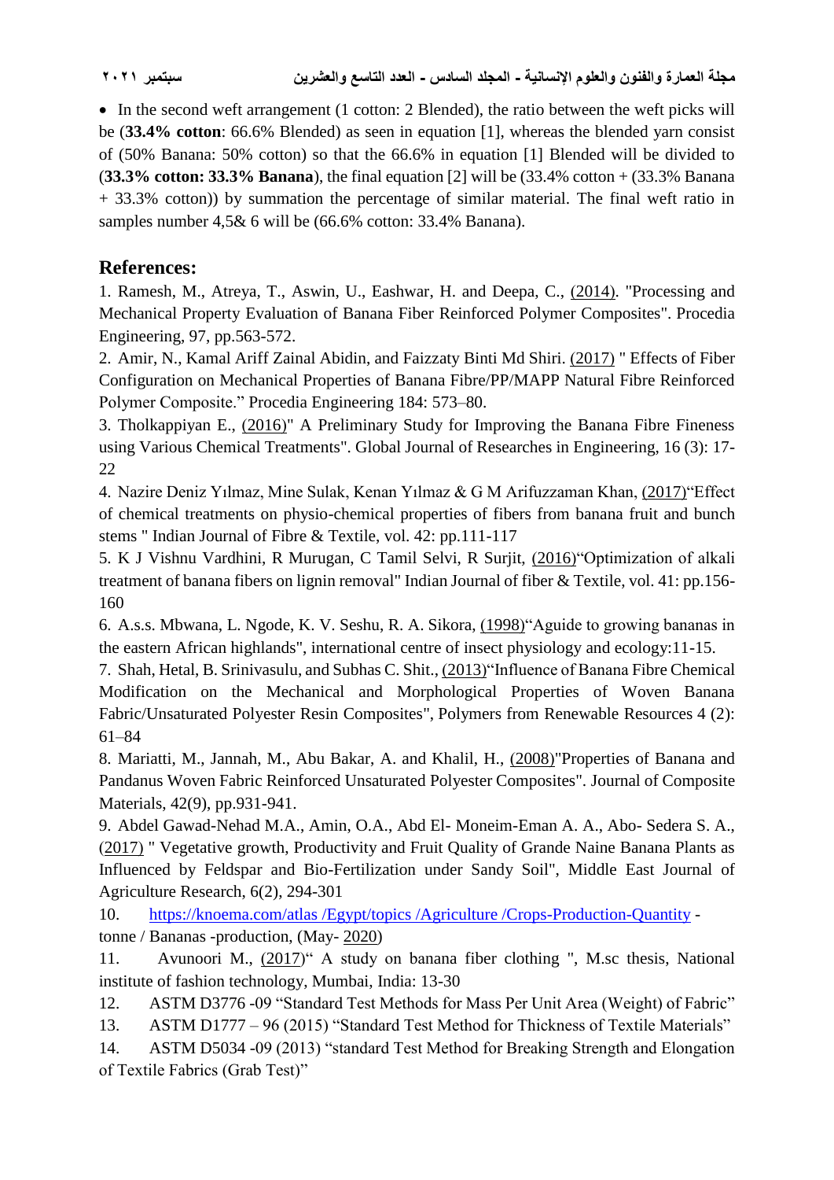- In the second weft arrangement (1 cotton: 2 Blended), the ratio between the weft picks will be (**33.4% cotton**: 66.6% Blended) as seen in equation [1], whereas the blended yarn consist of (50% Banana: 50% cotton) so that the 66.6% in equation [1] Blended will be divided to (**33.3% cotton: 33.3% Banana**), the final equation [2] will be (33.4% cotton + (33.3% Banana + 33.3% cotton)) by summation the percentage of similar material. The final weft ratio in samples number 4,5& 6 will be (66.6% cotton: 33.4% Banana).

## References:

1. Ramesh, M., Atreya, T., Aswin, U., Eashwar, H. and Deepa, C., (2014). "Processing and Mechanical Property Evaluation of Banana Fiber Reinforced Polymer Composites". Procedia Engineering, 97, pp.563-572.
2. Amir, N., Kamal Ariff Zainal Abidin, and Faizzaty Binti Md Shiri. (2017) " Effects of Fiber Configuration on Mechanical Properties of Banana Fibre/PP/MAPP Natural Fibre Reinforced Polymer Composite." Procedia Engineering 184: 573–80.
3. Tholkappiyan E., (2016)" A Preliminary Study for Improving the Banana Fibre Fineness using Various Chemical Treatments". Global Journal of Researches in Engineering, 16 (3): 17-22
4. Nazire Deniz Yılmaz, Mine Sulak, Kenan Yılmaz & G M Arifuzzaman Khan, (2017)"Effect of chemical treatments on physio-chemical properties of fibers from banana fruit and bunch stems " Indian Journal of Fibre & Textile, vol. 42: pp.111-117
5. K J Vishnu Vardhini, R Murugan, C Tamil Selvi, R Surjit, (2016)"Optimization of alkali treatment of banana fibers on lignin removal" Indian Journal of fiber & Textile, vol. 41: pp.156-160
6. A.s.s. Mbwana, L. Ngode, K. V. Seshu, R. A. Sikora, (1998)"Aguide to growing bananas in the eastern African highlands", international centre of insect physiology and ecology:11-15.
7. Shah, Hetal, B. Srinivasulu, and Subhas C. Shit., (2013)"Influence of Banana Fibre Chemical Modification on the Mechanical and Morphological Properties of Woven Banana Fabric/Unsaturated Polyester Resin Composites", Polymers from Renewable Resources 4 (2): 61–84
8. Mariatti, M., Jannah, M., Abu Bakar, A. and Khalil, H., (2008)"Properties of Banana and Pandanus Woven Fabric Reinforced Unsaturated Polyester Composites". Journal of Composite Materials, 42(9), pp.931-941.
9. Abdel Gawad-Nehad M.A., Amin, O.A., Abd El- Moneim-Eman A. A., Abo- Sedera S. A., (2017) " Vegetative growth, Productivity and Fruit Quality of Grande Naine Banana Plants as Influenced by Feldspar and Bio-Fertilization under Sandy Soil", Middle East Journal of Agriculture Research, 6(2), 294-301
10. https://knoema.com/atlas /Egypt/topics /Agriculture /Crops-Production-Quantity - tonne / Bananas -production, (May- 2020)
11. Avunoori M., (2017)" A study on banana fiber clothing ", M.sc thesis, National institute of fashion technology, Mumbai, India: 13-30
12. ASTM D3776 -09 "Standard Test Methods for Mass Per Unit Area (Weight) of Fabric"
13. ASTM D1777 – 96 (2015) "Standard Test Method for Thickness of Textile Materials"
14. ASTM D5034 -09 (2013) "standard Test Method for Breaking Strength and Elongation of Textile Fabrics (Grab Test)"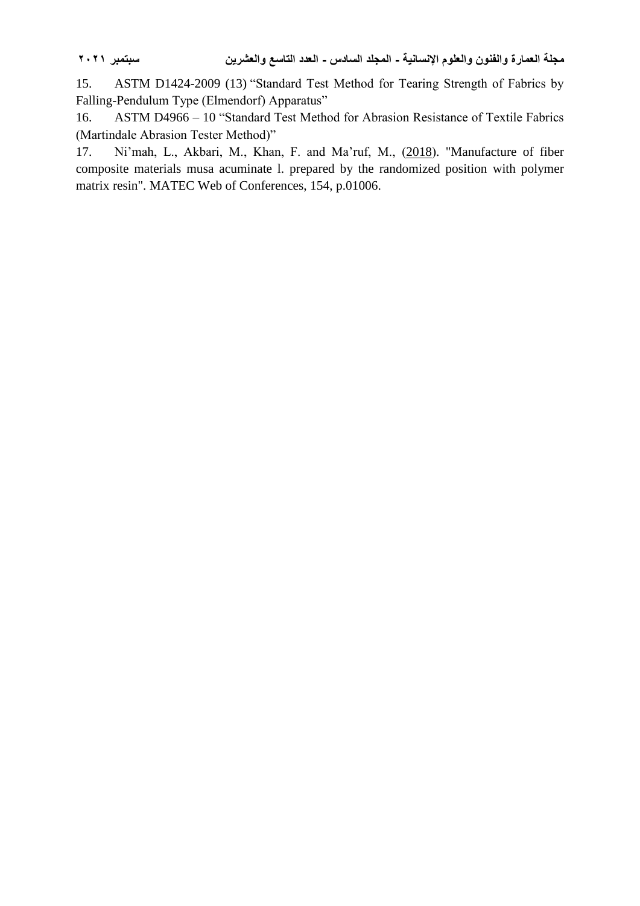15. ASTM D1424-2009 (13) "Standard Test Method for Tearing Strength of Fabrics by Falling-Pendulum Type (Elmendorf) Apparatus"

16. ASTM D4966 – 10 "Standard Test Method for Abrasion Resistance of Textile Fabrics (Martindale Abrasion Tester Method)"

17. Ni'mah, L., Akbari, M., Khan, F. and Ma'ruf, M., (2018). "Manufacture of fiber composite materials musa acuminate l. prepared by the randomized position with polymer matrix resin". MATEC Web of Conferences, 154, p.01006.